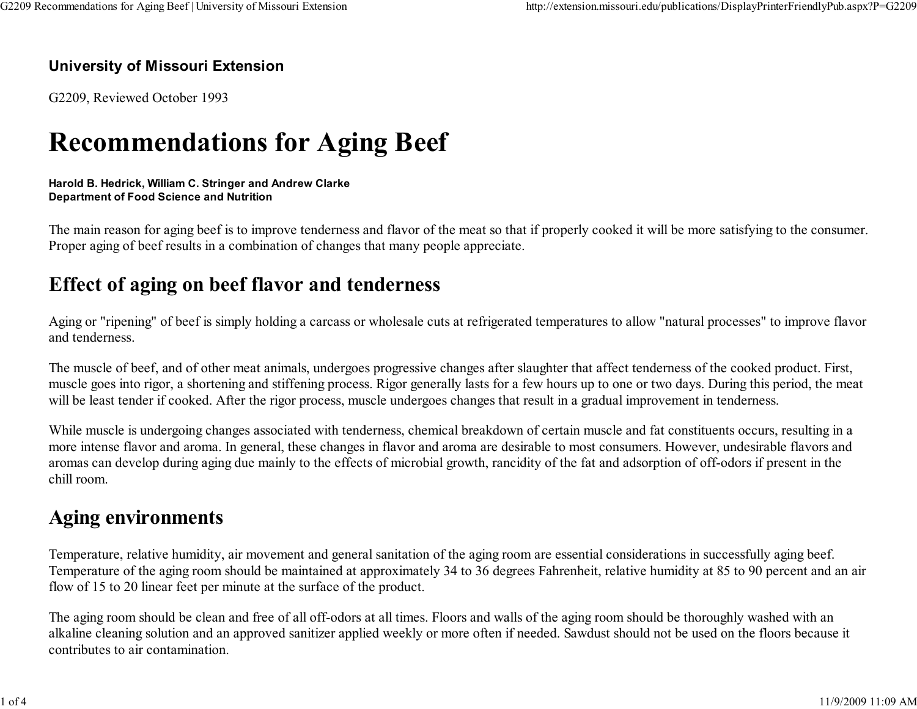**University of Missouri Extension**

G2209, Reviewed October 1993

# Recommendations for Aging Beef

**Harold B. Hedrick, William C. Stringer and Andrew Clarke**
**Department of Food Science and Nutrition**

The main reason for aging beef is to improve tenderness and flavor of the meat so that if properly cooked it will be more satisfying to the consumer. Proper aging of beef results in a combination of changes that many people appreciate.

## Effect of aging on beef flavor and tenderness

Aging or "ripening" of beef is simply holding a carcass or wholesale cuts at refrigerated temperatures to allow "natural processes" to improve flavor and tenderness.

The muscle of beef, and of other meat animals, undergoes progressive changes after slaughter that affect tenderness of the cooked product. First, muscle goes into rigor, a shortening and stiffening process. Rigor generally lasts for a few hours up to one or two days. During this period, the meat will be least tender if cooked. After the rigor process, muscle undergoes changes that result in a gradual improvement in tenderness.

While muscle is undergoing changes associated with tenderness, chemical breakdown of certain muscle and fat constituents occurs, resulting in a more intense flavor and aroma. In general, these changes in flavor and aroma are desirable to most consumers. However, undesirable flavors and aromas can develop during aging due mainly to the effects of microbial growth, rancidity of the fat and adsorption of off-odors if present in the chill room.

## Aging environments

Temperature, relative humidity, air movement and general sanitation of the aging room are essential considerations in successfully aging beef. Temperature of the aging room should be maintained at approximately 34 to 36 degrees Fahrenheit, relative humidity at 85 to 90 percent and an air flow of 15 to 20 linear feet per minute at the surface of the product.

The aging room should be clean and free of all off-odors at all times. Floors and walls of the aging room should be thoroughly washed with an alkaline cleaning solution and an approved sanitizer applied weekly or more often if needed. Sawdust should not be used on the floors because it contributes to air contamination.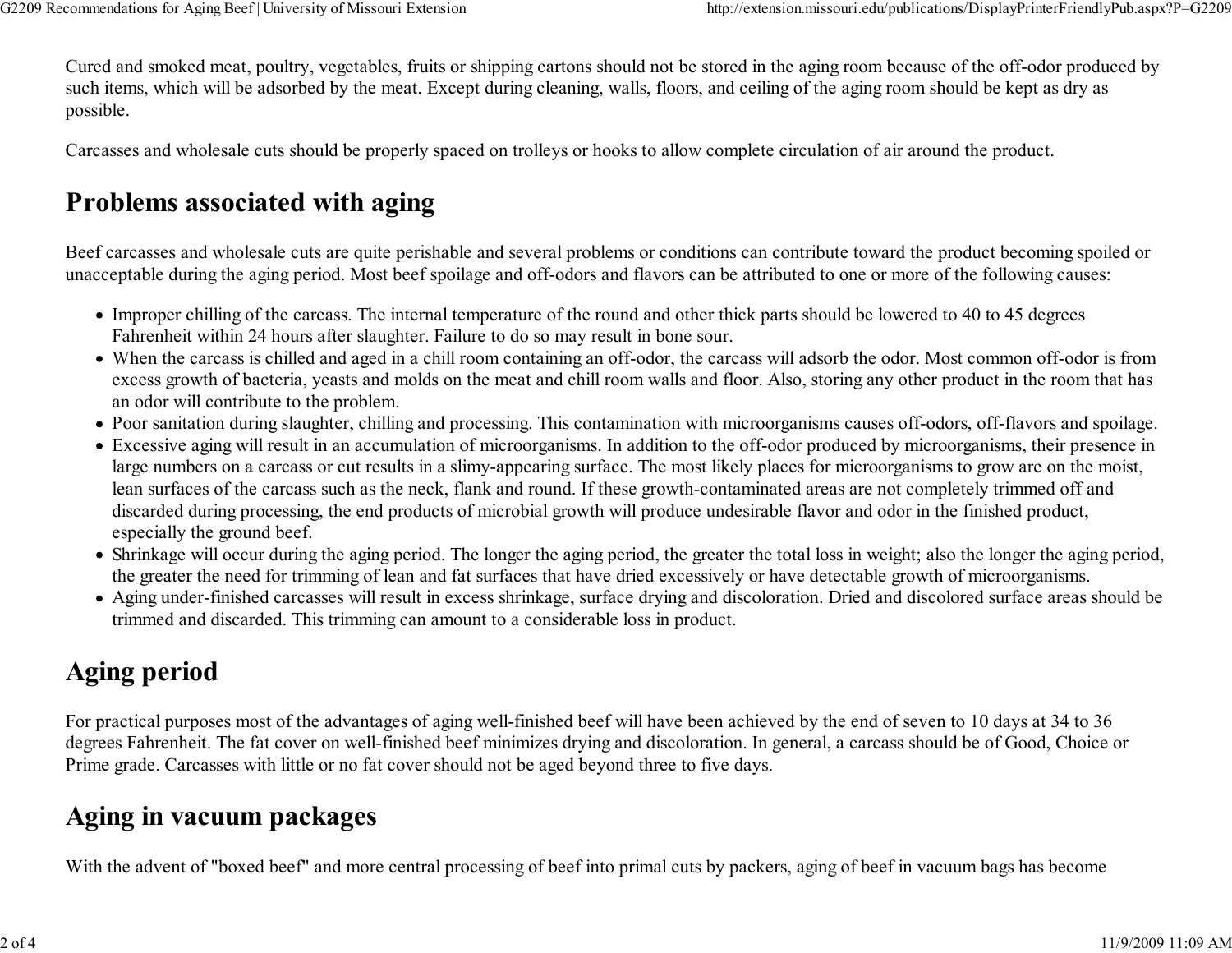Cured and smoked meat, poultry, vegetables, fruits or shipping cartons should not be stored in the aging room because of the off-odor produced by such items, which will be adsorbed by the meat. Except during cleaning, walls, floors, and ceiling of the aging room should be kept as dry as possible.

Carcasses and wholesale cuts should be properly spaced on trolleys or hooks to allow complete circulation of air around the product.

## Problems associated with aging

Beef carcasses and wholesale cuts are quite perishable and several problems or conditions can contribute toward the product becoming spoiled or unacceptable during the aging period. Most beef spoilage and off-odors and flavors can be attributed to one or more of the following causes:

- Improper chilling of the carcass. The internal temperature of the round and other thick parts should be lowered to 40 to 45 degrees Fahrenheit within 24 hours after slaughter. Failure to do so may result in bone sour.
- When the carcass is chilled and aged in a chill room containing an off-odor, the carcass will adsorb the odor. Most common off-odor is from excess growth of bacteria, yeasts and molds on the meat and chill room walls and floor. Also, storing any other product in the room that has an odor will contribute to the problem.
- Poor sanitation during slaughter, chilling and processing. This contamination with microorganisms causes off-odors, off-flavors and spoilage.
- Excessive aging will result in an accumulation of microorganisms. In addition to the off-odor produced by microorganisms, their presence in large numbers on a carcass or cut results in a slimy-appearing surface. The most likely places for microorganisms to grow are on the moist, lean surfaces of the carcass such as the neck, flank and round. If these growth-contaminated areas are not completely trimmed off and discarded during processing, the end products of microbial growth will produce undesirable flavor and odor in the finished product, especially the ground beef.
- Shrinkage will occur during the aging period. The longer the aging period, the greater the total loss in weight; also the longer the aging period, the greater the need for trimming of lean and fat surfaces that have dried excessively or have detectable growth of microorganisms.
- Aging under-finished carcasses will result in excess shrinkage, surface drying and discoloration. Dried and discolored surface areas should be trimmed and discarded. This trimming can amount to a considerable loss in product.

## Aging period

For practical purposes most of the advantages of aging well-finished beef will have been achieved by the end of seven to 10 days at 34 to 36 degrees Fahrenheit. The fat cover on well-finished beef minimizes drying and discoloration. In general, a carcass should be of Good, Choice or Prime grade. Carcasses with little or no fat cover should not be aged beyond three to five days.

## Aging in vacuum packages

With the advent of "boxed beef" and more central processing of beef into primal cuts by packers, aging of beef in vacuum bags has become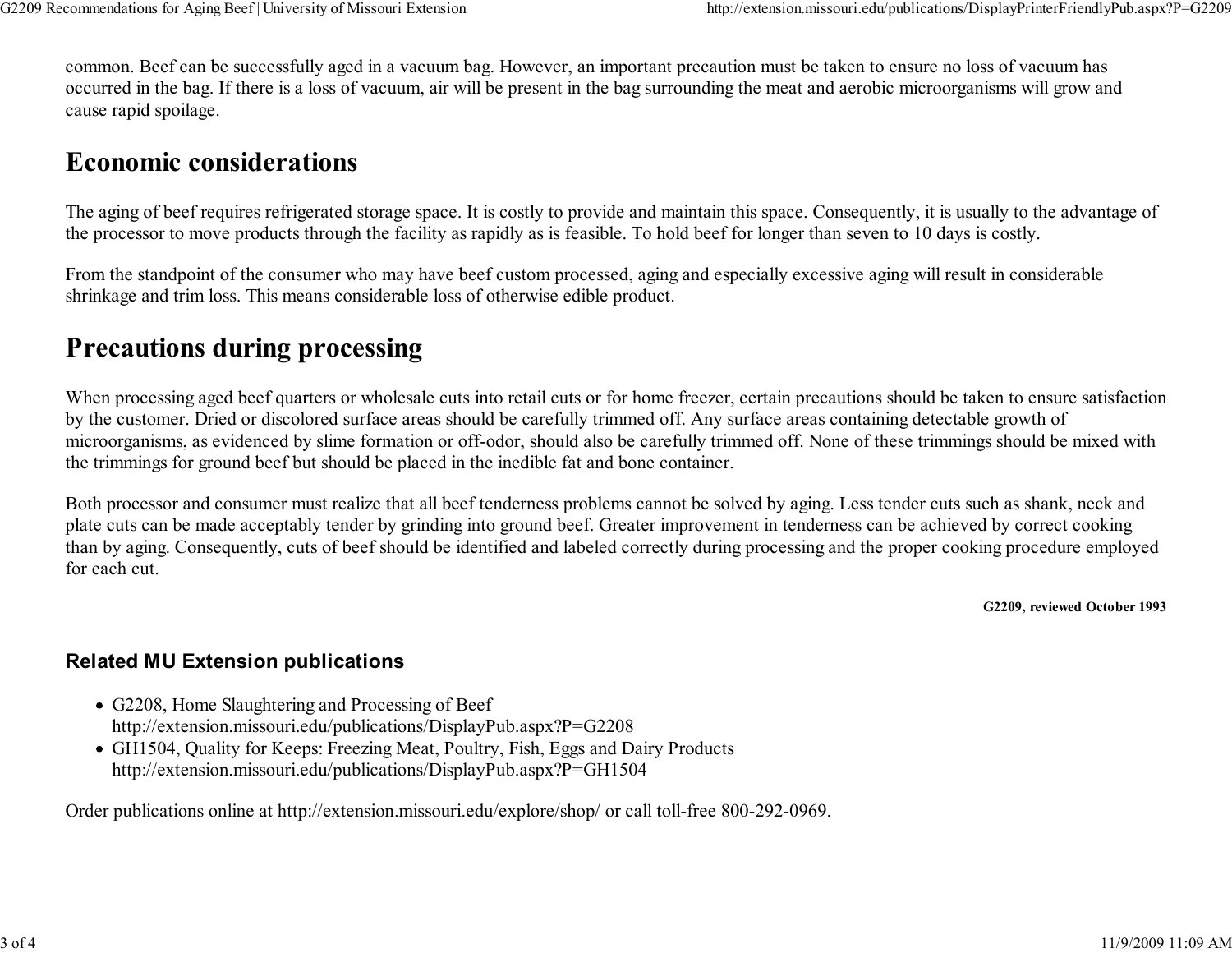common. Beef can be successfully aged in a vacuum bag. However, an important precaution must be taken to ensure no loss of vacuum has occurred in the bag. If there is a loss of vacuum, air will be present in the bag surrounding the meat and aerobic microorganisms will grow and cause rapid spoilage.

## Economic considerations

The aging of beef requires refrigerated storage space. It is costly to provide and maintain this space. Consequently, it is usually to the advantage of the processor to move products through the facility as rapidly as is feasible. To hold beef for longer than seven to 10 days is costly.

From the standpoint of the consumer who may have beef custom processed, aging and especially excessive aging will result in considerable shrinkage and trim loss. This means considerable loss of otherwise edible product.

## Precautions during processing

When processing aged beef quarters or wholesale cuts into retail cuts or for home freezer, certain precautions should be taken to ensure satisfaction by the customer. Dried or discolored surface areas should be carefully trimmed off. Any surface areas containing detectable growth of microorganisms, as evidenced by slime formation or off-odor, should also be carefully trimmed off. None of these trimmings should be mixed with the trimmings for ground beef but should be placed in the inedible fat and bone container.

Both processor and consumer must realize that all beef tenderness problems cannot be solved by aging. Less tender cuts such as shank, neck and plate cuts can be made acceptably tender by grinding into ground beef. Greater improvement in tenderness can be achieved by correct cooking than by aging. Consequently, cuts of beef should be identified and labeled correctly during processing and the proper cooking procedure employed for each cut.

**G2209, reviewed October 1993**

### Related MU Extension publications

- G2208, Home Slaughtering and Processing of Beef
  http://extension.missouri.edu/publications/DisplayPub.aspx?P=G2208
- GH1504, Quality for Keeps: Freezing Meat, Poultry, Fish, Eggs and Dairy Products
  http://extension.missouri.edu/publications/DisplayPub.aspx?P=GH1504

Order publications online at http://extension.missouri.edu/explore/shop/ or call toll-free 800-292-0969.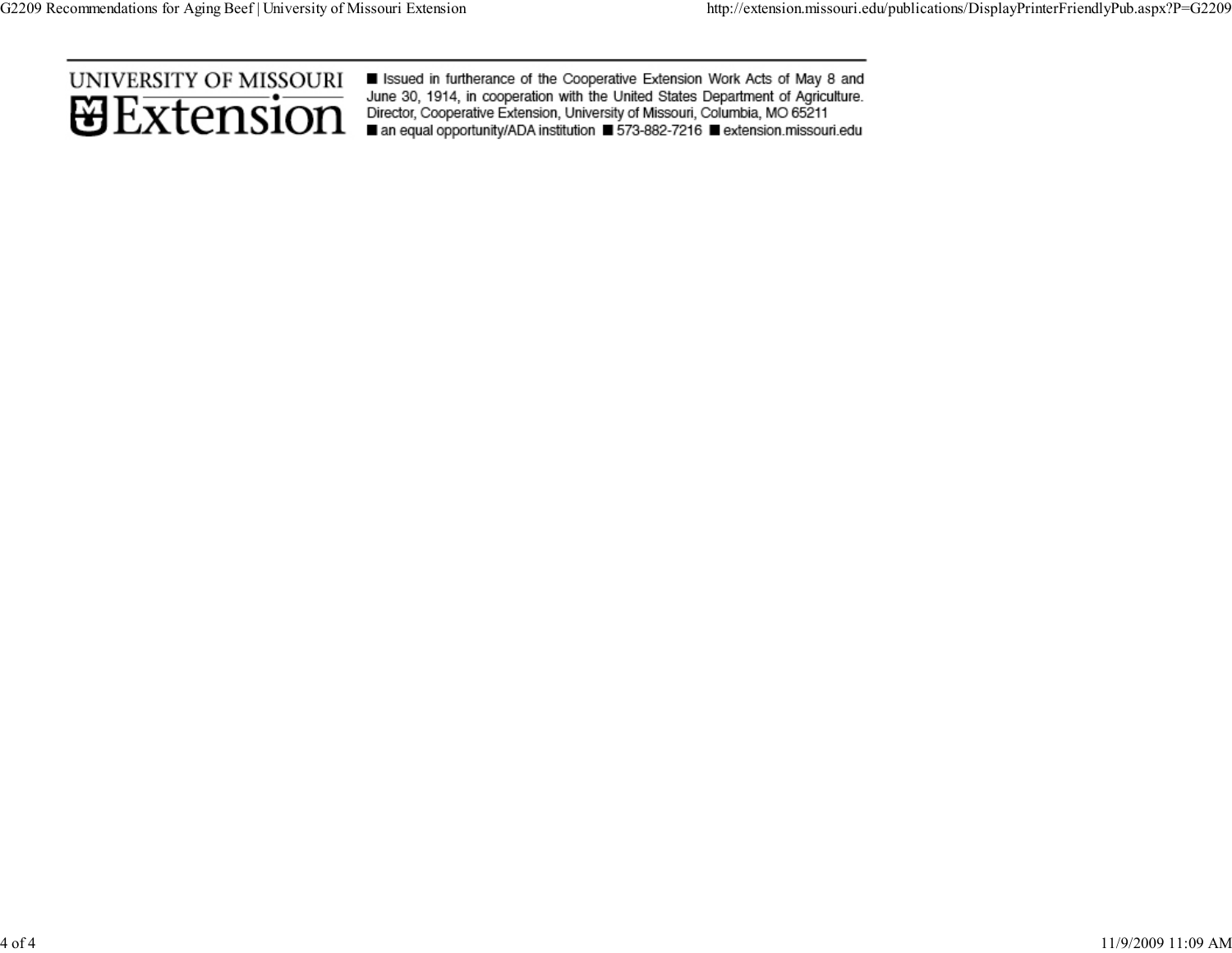UNIVERSITY OF MISSOURI Extension

■ Issued in furtherance of the Cooperative Extension Work Acts of May 8 and June 30, 1914, in cooperation with the United States Department of Agriculture. Director, Cooperative Extension, University of Missouri, Columbia, MO 65211 ■ an equal opportunity/ADA institution ■ 573-882-7216 ■ extension.missouri.edu